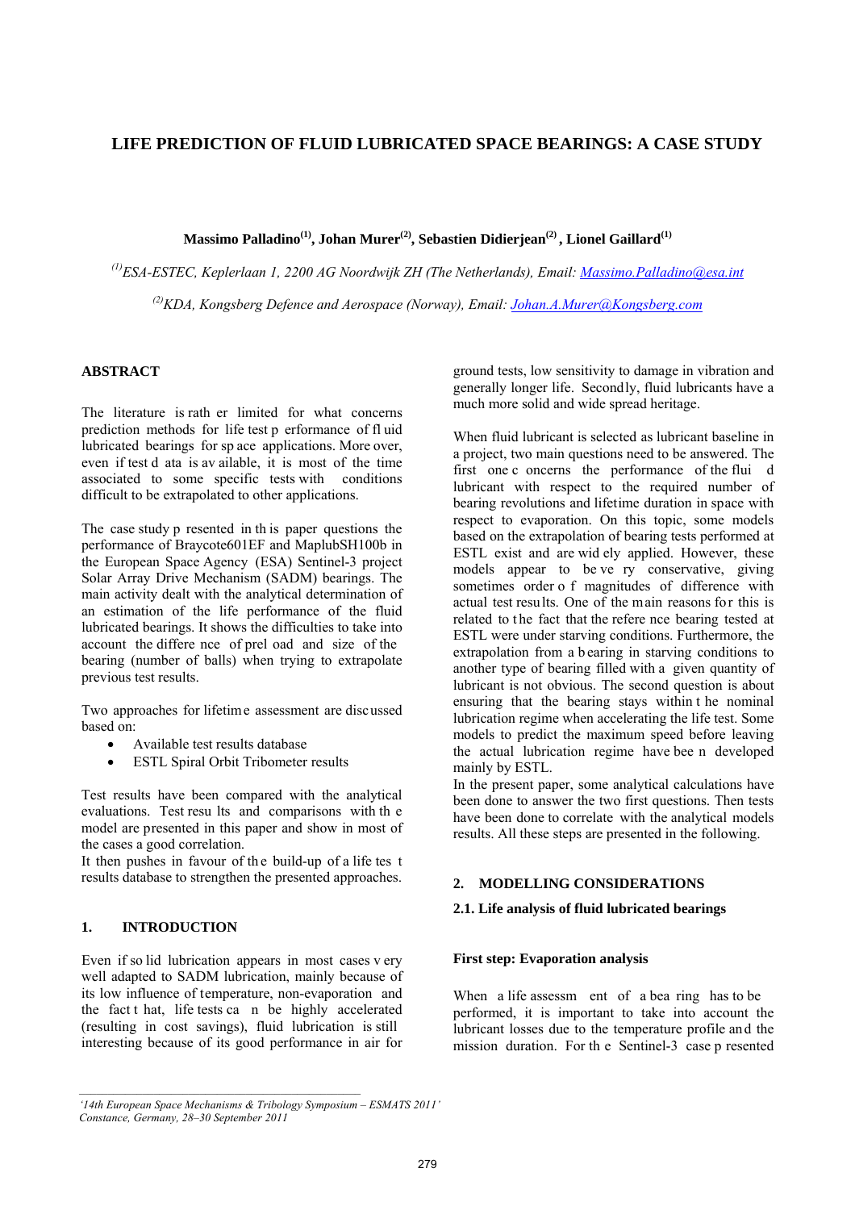# LIFE PREDICTION OF FLUID LUBRICATED SPACE BEARINGS: A CASE STUDY

**Massimo Palladino[(1)], Johan Murer[(2)], Sebastien Didierjean[(2)], Lionel Gaillard[(1)]**

*[(1)]ESA-ESTEC, Keplerlaan 1, 2200 AG Noordwijk ZH (The Netherlands), Email: Massimo.Palladino@esa.int*

*[(2)]KDA, Kongsberg Defence and Aerospace (Norway), Email: Johan.A.Murer@Kongsberg.com*

## ABSTRACT

The literature is rather limited for what concerns prediction methods for life test performance of fluid lubricated bearings for space applications. More over, even if test data is available, it is most of the time associated to some specific tests with conditions difficult to be extrapolated to other applications.

The case study presented in this paper questions the performance of Braycote601EF and MaplubSH100b in the European Space Agency (ESA) Sentinel-3 project Solar Array Drive Mechanism (SADM) bearings. The main activity dealt with the analytical determination of an estimation of the life performance of the fluid lubricated bearings. It shows the difficulties to take into account the difference of preload and size of the bearing (number of balls) when trying to extrapolate previous test results.

Two approaches for lifetime assessment are discussed based on:

- Available test results database
- ESTL Spiral Orbit Tribometer results

Test results have been compared with the analytical evaluations. Test results and comparisons with the model are presented in this paper and show in most of the cases a good correlation.

It then pushes in favour of the build-up of a life test results database to strengthen the presented approaches.

## 1. INTRODUCTION

Even if solid lubrication appears in most cases very well adapted to SADM lubrication, mainly because of its low influence of temperature, non-evaporation and the fact that, life tests can be highly accelerated (resulting in cost savings), fluid lubrication is still interesting because of its good performance in air for ground tests, low sensitivity to damage in vibration and generally longer life. Secondly, fluid lubricants have a much more solid and wide spread heritage.

When fluid lubricant is selected as lubricant baseline in a project, two main questions need to be answered. The first one concerns the performance of the fluid lubricant with respect to the required number of bearing revolutions and lifetime duration in space with respect to evaporation. On this topic, some models based on the extrapolation of bearing tests performed at ESTL exist and are widely applied. However, these models appear to be very conservative, giving sometimes order of magnitudes of difference with actual test results. One of the main reasons for this is related to the fact that the reference bearing tested at ESTL were under starving conditions. Furthermore, the extrapolation from a bearing in starving conditions to another type of bearing filled with a given quantity of lubricant is not obvious. The second question is about ensuring that the bearing stays within the nominal lubrication regime when accelerating the life test. Some models to predict the maximum speed before leaving the actual lubrication regime have been developed mainly by ESTL.

In the present paper, some analytical calculations have been done to answer the two first questions. Then tests have been done to correlate with the analytical models results. All these steps are presented in the following.

## 2. MODELLING CONSIDERATIONS

### 2.1. Life analysis of fluid lubricated bearings

**First step: Evaporation analysis**

When a life assessment of a bearing has to be performed, it is important to take into account the lubricant losses due to the temperature profile and the mission duration. For the Sentinel-3 case presented

*'14th European Space Mechanisms & Tribology Symposium – ESMATS 2011'*
*Constance, Germany, 28–30 September 2011*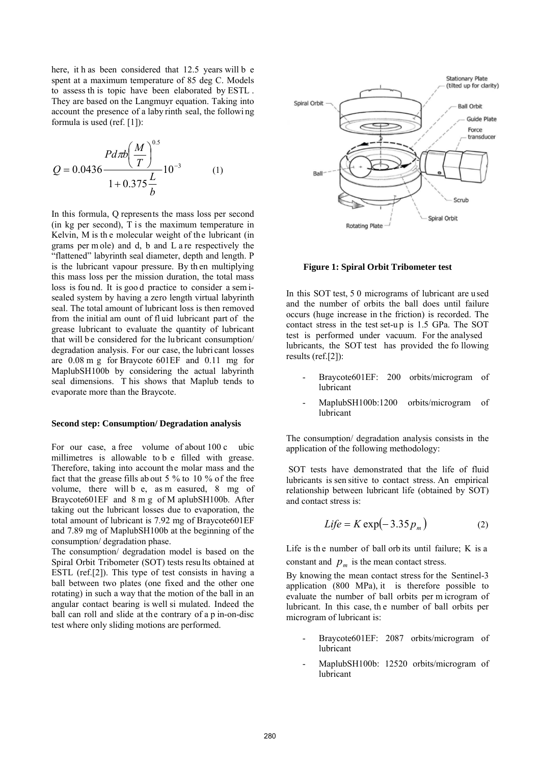here, it has been considered that 12.5 years will be spent at a maximum temperature of 85 deg C. Models to assess this topic have been elaborated by ESTL. They are based on the Langmuyr equation. Taking into account the presence of a labyrinth seal, the following formula is used (ref. [1]):

$$Q = 0.0436 \frac{Pd\pi b\left(\frac{M}{T}\right)^{0.5}}{1 + 0.375\frac{L}{b}} 10^{-3} \qquad (1)$$

In this formula, Q represents the mass loss per second (in kg per second), T is the maximum temperature in Kelvin, M is the molecular weight of the lubricant (in grams per mole) and d, b and L are respectively the "flattened" labyrinth seal diameter, depth and length. P is the lubricant vapour pressure. By then multiplying this mass loss per the mission duration, the total mass loss is found. It is good practice to consider a semi-sealed system by having a zero length virtual labyrinth seal. The total amount of lubricant loss is then removed from the initial amount of fluid lubricant part of the grease lubricant to evaluate the quantity of lubricant that will be considered for the lubricant consumption/ degradation analysis. For our case, the lubricant losses are 0.08 mg for Braycote 601EF and 0.11 mg for MaplubSH100b by considering the actual labyrinth seal dimensions. This shows that Maplub tends to evaporate more than the Braycote.

**Second step: Consumption/ Degradation analysis**

For our case, a free volume of about 100 cubic millimetres is allowable to be filled with grease. Therefore, taking into account the molar mass and the fact that the grease fills about 5 % to 10 % of the free volume, there will be, as measured, 8 mg of Braycote601EF and 8 mg of MaplubSH100b. After taking out the lubricant losses due to evaporation, the total amount of lubricant is 7.92 mg of Braycote601EF and 7.89 mg of MaplubSH100b at the beginning of the consumption/ degradation phase.

The consumption/ degradation model is based on the Spiral Orbit Tribometer (SOT) tests results obtained at ESTL (ref.[2]). This type of test consists in having a ball between two plates (one fixed and the other one rotating) in such a way that the motion of the ball in an angular contact bearing is well simulated. Indeed the ball can roll and slide at the contrary of a pin-on-disc test where only sliding motions are performed.

**Figure 1: Spiral Orbit Tribometer test**

In this SOT test, 50 micrograms of lubricant are used and the number of orbits the ball does until failure occurs (huge increase in the friction) is recorded. The contact stress in the test set-up is 1.5 GPa. The SOT test is performed under vacuum. For the analysed lubricants, the SOT test has provided the following results (ref.[2]):

- Braycote601EF: 200 orbits/microgram of lubricant
- MaplubSH100b:1200 orbits/microgram of lubricant

The consumption/ degradation analysis consists in the application of the following methodology:

SOT tests have demonstrated that the life of fluid lubricants is sensitive to contact stress. An empirical relationship between lubricant life (obtained by SOT) and contact stress is:

$$Life = K \exp\left(-3.35 p_m\right) \qquad (2)$$

Life is the number of ball orbits until failure; K is a constant and $p_m$ is the mean contact stress.

By knowing the mean contact stress for the Sentinel-3 application (800 MPa), it is therefore possible to evaluate the number of ball orbits per microgram of lubricant. In this case, the number of ball orbits per microgram of lubricant is:

- Braycote601EF: 2087 orbits/microgram of lubricant
- MaplubSH100b: 12520 orbits/microgram of lubricant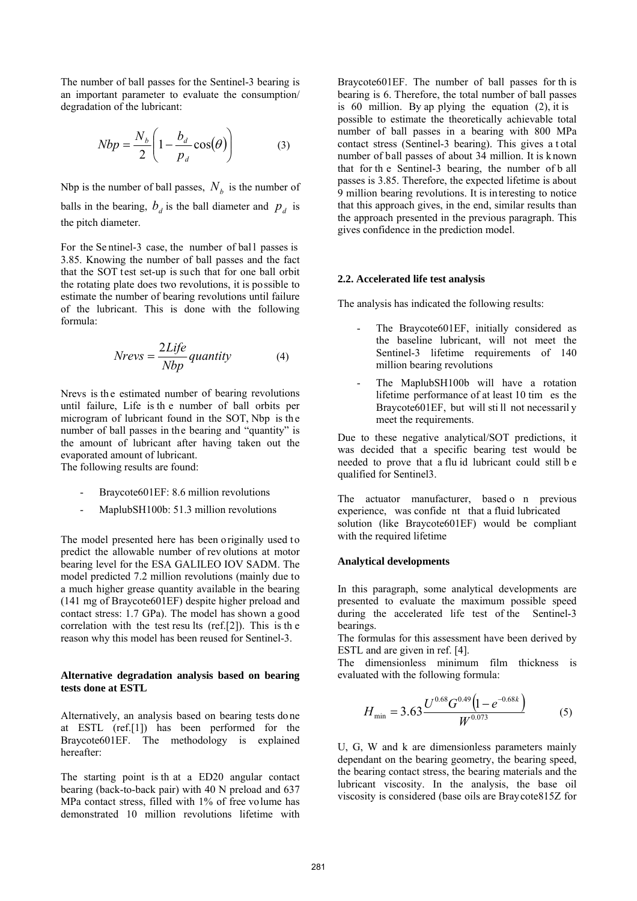The number of ball passes for the Sentinel-3 bearing is an important parameter to evaluate the consumption/ degradation of the lubricant:

$$Nbp = \frac{N_b}{2}\left(1 - \frac{b_d}{p_d}\cos(\theta)\right) \qquad (3)$$

Nbp is the number of ball passes, $N_b$ is the number of balls in the bearing, $b_d$ is the ball diameter and $p_d$ is the pitch diameter.

For the Sentinel-3 case, the number of ball passes is 3.85. Knowing the number of ball passes and the fact that the SOT test set-up is such that for one ball orbit the rotating plate does two revolutions, it is possible to estimate the number of bearing revolutions until failure of the lubricant. This is done with the following formula:

$$Nrevs = \frac{2Life}{Nbp}quantity \qquad (4)$$

Nrevs is the estimated number of bearing revolutions until failure, Life is the number of ball orbits per microgram of lubricant found in the SOT, Nbp is the number of ball passes in the bearing and "quantity" is the amount of lubricant after having taken out the evaporated amount of lubricant.

The following results are found:

- Braycote601EF: 8.6 million revolutions
- MaplubSH100b: 51.3 million revolutions

The model presented here has been originally used to predict the allowable number of revolutions at motor bearing level for the ESA GALILEO IOV SADM. The model predicted 7.2 million revolutions (mainly due to a much higher grease quantity available in the bearing (141 mg of Braycote601EF) despite higher preload and contact stress: 1.7 GPa). The model has shown a good correlation with the test results (ref.[2]). This is the reason why this model has been reused for Sentinel-3.

**Alternative degradation analysis based on bearing tests done at ESTL**

Alternatively, an analysis based on bearing tests done at ESTL (ref.[1]) has been performed for the Braycote601EF. The methodology is explained hereafter:

The starting point is that a ED20 angular contact bearing (back-to-back pair) with 40 N preload and 637 MPa contact stress, filled with 1% of free volume has demonstrated 10 million revolutions lifetime with Braycote601EF. The number of ball passes for this bearing is 6. Therefore, the total number of ball passes is 60 million. By applying the equation (2), it is possible to estimate the theoretically achievable total number of ball passes in a bearing with 800 MPa contact stress (Sentinel-3 bearing). This gives a total number of ball passes of about 34 million. It is known that for the Sentinel-3 bearing, the number of ball passes is 3.85. Therefore, the expected lifetime is about 9 million bearing revolutions. It is interesting to notice that this approach gives, in the end, similar results than the approach presented in the previous paragraph. This gives confidence in the prediction model.

### 2.2. Accelerated life test analysis

The analysis has indicated the following results:

- The Braycote601EF, initially considered as the baseline lubricant, will not meet the Sentinel-3 lifetime requirements of 140 million bearing revolutions
- The MaplubSH100b will have a rotation lifetime performance of at least 10 times the Braycote601EF, but will still not necessarily meet the requirements.

Due to these negative analytical/SOT predictions, it was decided that a specific bearing test would be needed to prove that a fluid lubricant could still be qualified for Sentinel3.

The actuator manufacturer, based on previous experience, was confident that a fluid lubricated solution (like Braycote601EF) would be compliant with the required lifetime

**Analytical developments**

In this paragraph, some analytical developments are presented to evaluate the maximum possible speed during the accelerated life test of the Sentinel-3 bearings.

The formulas for this assessment have been derived by ESTL and are given in ref. [4].

The dimensionless minimum film thickness is evaluated with the following formula:

$$H_{\min} = 3.63\frac{U^{0.68}G^{0.49}\left(1 - e^{-0.68k}\right)}{W^{0.073}} \qquad (5)$$

U, G, W and k are dimensionless parameters mainly dependant on the bearing geometry, the bearing speed, the bearing contact stress, the bearing materials and the lubricant viscosity. In the analysis, the base oil viscosity is considered (base oils are Braycote815Z for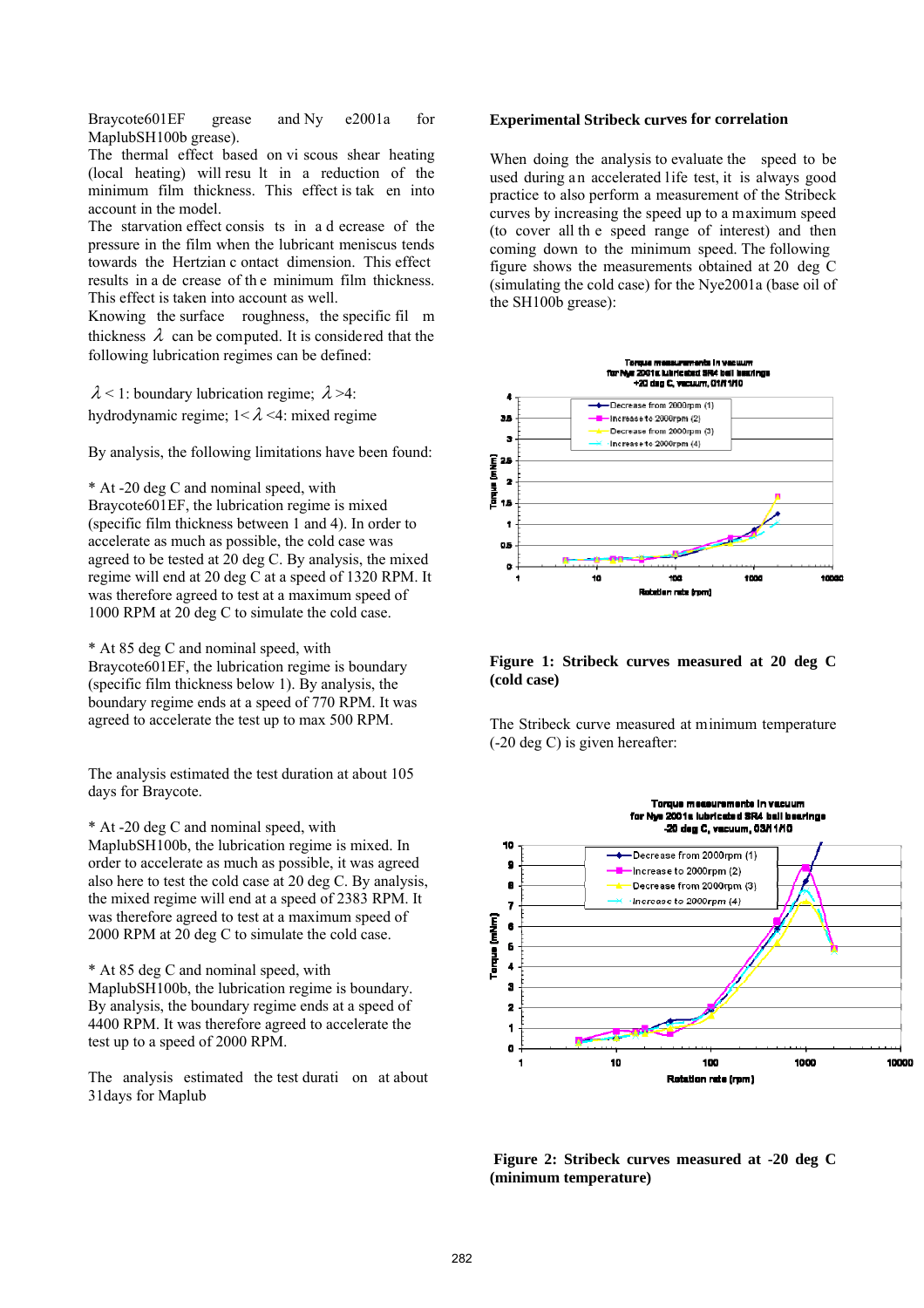Braycote601EF grease and Nye2001a for MaplubSH100b grease).

The thermal effect based on viscous shear heating (local heating) will result in a reduction of the minimum film thickness. This effect is taken into account in the model.

The starvation effect consists in a decrease of the pressure in the film when the lubricant meniscus tends towards the Hertzian contact dimension. This effect results in a decrease of the minimum film thickness. This effect is taken into account as well.

Knowing the surface roughness, the specific film thickness $\lambda$ can be computed. It is considered that the following lubrication regimes can be defined:

$\lambda < 1$: boundary lubrication regime; $\lambda > 4$: hydrodynamic regime; $1 < \lambda < 4$: mixed regime

By analysis, the following limitations have been found:

* At -20 deg C and nominal speed, with Braycote601EF, the lubrication regime is mixed (specific film thickness between 1 and 4). In order to accelerate as much as possible, the cold case was agreed to be tested at 20 deg C. By analysis, the mixed regime will end at 20 deg C at a speed of 1320 RPM. It was therefore agreed to test at a maximum speed of 1000 RPM at 20 deg C to simulate the cold case.

* At 85 deg C and nominal speed, with Braycote601EF, the lubrication regime is boundary (specific film thickness below 1). By analysis, the boundary regime ends at a speed of 770 RPM. It was agreed to accelerate the test up to max 500 RPM.

The analysis estimated the test duration at about 105 days for Braycote.

* At -20 deg C and nominal speed, with MaplubSH100b, the lubrication regime is mixed. In order to accelerate as much as possible, it was agreed also here to test the cold case at 20 deg C. By analysis, the mixed regime will end at a speed of 2383 RPM. It was therefore agreed to test at a maximum speed of 2000 RPM at 20 deg C to simulate the cold case.

* At 85 deg C and nominal speed, with MaplubSH100b, the lubrication regime is boundary. By analysis, the boundary regime ends at a speed of 4400 RPM. It was therefore agreed to accelerate the test up to a speed of 2000 RPM.

The analysis estimated the test duration at about 31days for Maplub

**Experimental Stribeck curves for correlation**

When doing the analysis to evaluate the speed to be used during an accelerated life test, it is always good practice to also perform a measurement of the Stribeck curves by increasing the speed up to a maximum speed (to cover all the speed range of interest) and then coming down to the minimum speed. The following figure shows the measurements obtained at 20 deg C (simulating the cold case) for the Nye2001a (base oil of the SH100b grease):

**Figure 1: Stribeck curves measured at 20 deg C (cold case)**

The Stribeck curve measured at minimum temperature (-20 deg C) is given hereafter:

**Figure 2: Stribeck curves measured at -20 deg C (minimum temperature)**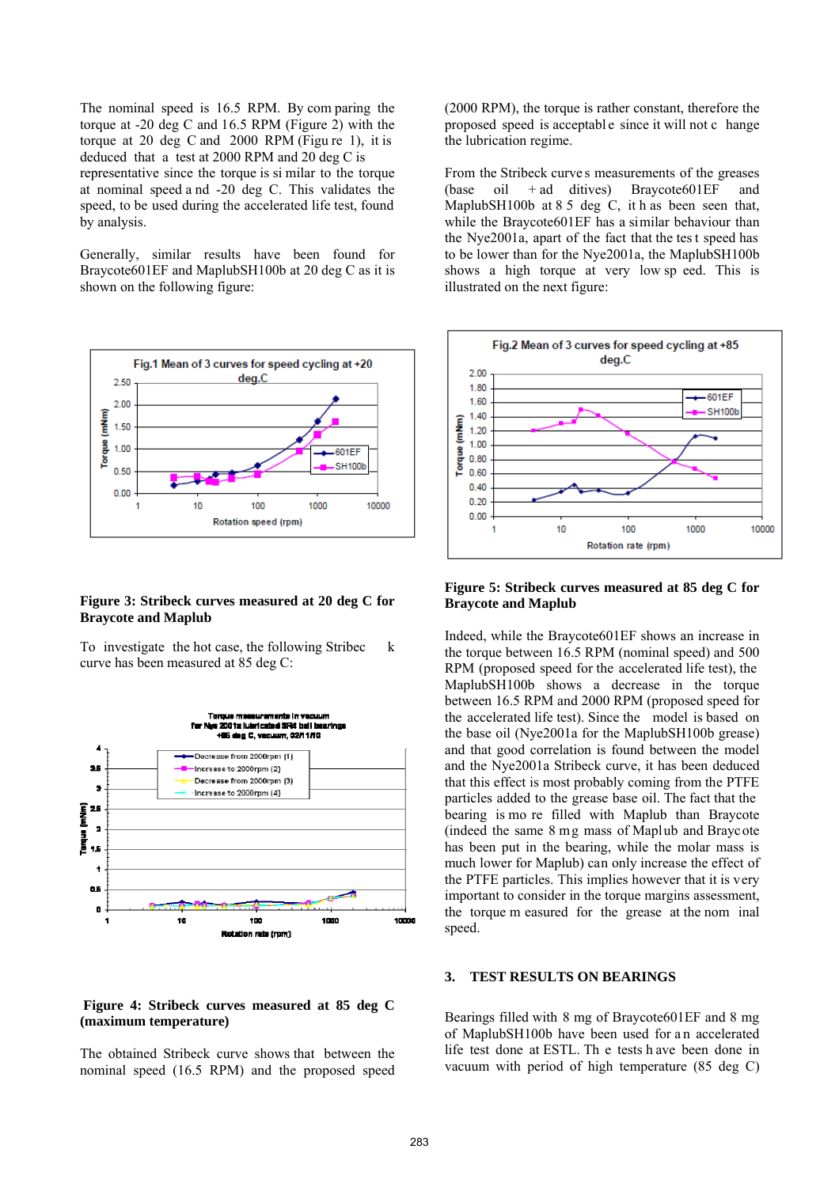The nominal speed is 16.5 RPM. By comparing the torque at -20 deg C and 16.5 RPM (Figure 2) with the torque at 20 deg C and 2000 RPM (Figure 1), it is deduced that a test at 2000 RPM and 20 deg C is representative since the torque is similar to the torque at nominal speed and -20 deg C. This validates the speed, to be used during the accelerated life test, found by analysis.

Generally, similar results have been found for Braycote601EF and MaplubSH100b at 20 deg C as it is shown on the following figure:

**Figure 3: Stribeck curves measured at 20 deg C for Braycote and Maplub**

To investigate the hot case, the following Stribeck curve has been measured at 85 deg C:

**Figure 4: Stribeck curves measured at 85 deg C (maximum temperature)**

The obtained Stribeck curve shows that between the nominal speed (16.5 RPM) and the proposed speed (2000 RPM), the torque is rather constant, therefore the proposed speed is acceptable since it will not change the lubrication regime.

From the Stribeck curves measurements of the greases (base oil + additives) Braycote601EF and MaplubSH100b at 85 deg C, it has been seen that, while the Braycote601EF has a similar behaviour than the Nye2001a, apart of the fact that the test speed has to be lower than for the Nye2001a, the MaplubSH100b shows a high torque at very low speed. This is illustrated on the next figure:

**Figure 5: Stribeck curves measured at 85 deg C for Braycote and Maplub**

Indeed, while the Braycote601EF shows an increase in the torque between 16.5 RPM (nominal speed) and 500 RPM (proposed speed for the accelerated life test), the MaplubSH100b shows a decrease in the torque between 16.5 RPM and 2000 RPM (proposed speed for the accelerated life test). Since the model is based on the base oil (Nye2001a for the MaplubSH100b grease) and that good correlation is found between the model and the Nye2001a Stribeck curve, it has been deduced that this effect is most probably coming from the PTFE particles added to the grease base oil. The fact that the bearing is more filled with Maplub than Braycote (indeed the same 8 mg mass of Maplub and Braycote has been put in the bearing, while the molar mass is much lower for Maplub) can only increase the effect of the PTFE particles. This implies however that it is very important to consider in the torque margins assessment, the torque measured for the grease at the nominal speed.

## 3. TEST RESULTS ON BEARINGS

Bearings filled with 8 mg of Braycote601EF and 8 mg of MaplubSH100b have been used for an accelerated life test done at ESTL. The tests have been done in vacuum with period of high temperature (85 deg C)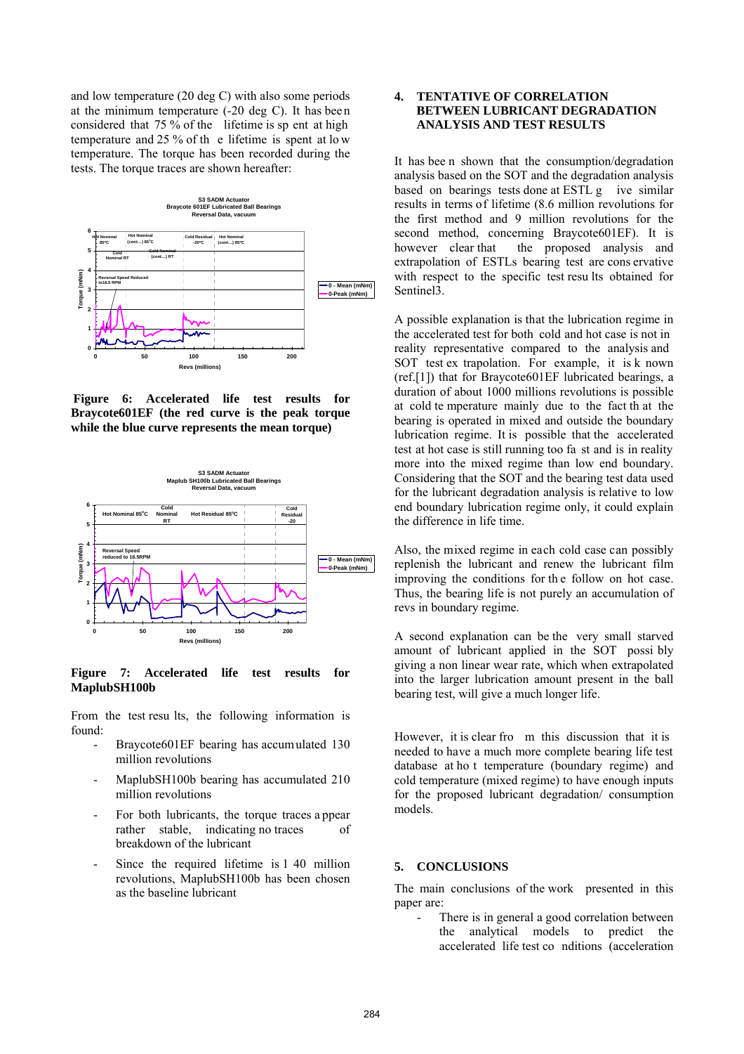and low temperature (20 deg C) with also some periods at the minimum temperature (-20 deg C). It has been considered that 75 % of the lifetime is spent at high temperature and 25 % of the lifetime is spent at low temperature. The torque has been recorded during the tests. The torque traces are shown hereafter:

**Figure 6: Accelerated life test results for Braycote601EF (the red curve is the peak torque while the blue curve represents the mean torque)**

**Figure 7: Accelerated life test results for MaplubSH100b**

From the test results, the following information is found:

- Braycote601EF bearing has accumulated 130 million revolutions
- MaplubSH100b bearing has accumulated 210 million revolutions
- For both lubricants, the torque traces appear rather stable, indicating no traces of breakdown of the lubricant
- Since the required lifetime is 140 million revolutions, MaplubSH100b has been chosen as the baseline lubricant

## 4. TENTATIVE OF CORRELATION BETWEEN LUBRICANT DEGRADATION ANALYSIS AND TEST RESULTS

It has been shown that the consumption/degradation analysis based on the SOT and the degradation analysis based on bearings tests done at ESTL give similar results in terms of lifetime (8.6 million revolutions for the first method and 9 million revolutions for the second method, concerning Braycote601EF). It is however clear that the proposed analysis and extrapolation of ESTLs bearing test are conservative with respect to the specific test results obtained for Sentinel3.

A possible explanation is that the lubrication regime in the accelerated test for both cold and hot case is not in reality representative compared to the analysis and SOT test extrapolation. For example, it is known (ref.[1]) that for Braycote601EF lubricated bearings, a duration of about 1000 millions revolutions is possible at cold temperature mainly due to the fact that the bearing is operated in mixed and outside the boundary lubrication regime. It is possible that the accelerated test at hot case is still running too fast and is in reality more into the mixed regime than low end boundary. Considering that the SOT and the bearing test data used for the lubricant degradation analysis is relative to low end boundary lubrication regime only, it could explain the difference in life time.

Also, the mixed regime in each cold case can possibly replenish the lubricant and renew the lubricant film improving the conditions for the follow on hot case. Thus, the bearing life is not purely an accumulation of revs in boundary regime.

A second explanation can be the very small starved amount of lubricant applied in the SOT possibly giving a non linear wear rate, which when extrapolated into the larger lubrication amount present in the ball bearing test, will give a much longer life.

However, it is clear from this discussion that it is needed to have a much more complete bearing life test database at hot temperature (boundary regime) and cold temperature (mixed regime) to have enough inputs for the proposed lubricant degradation/ consumption models.

## 5. CONCLUSIONS

The main conclusions of the work presented in this paper are:

- There is in general a good correlation between the analytical models to predict the accelerated life test conditions (acceleration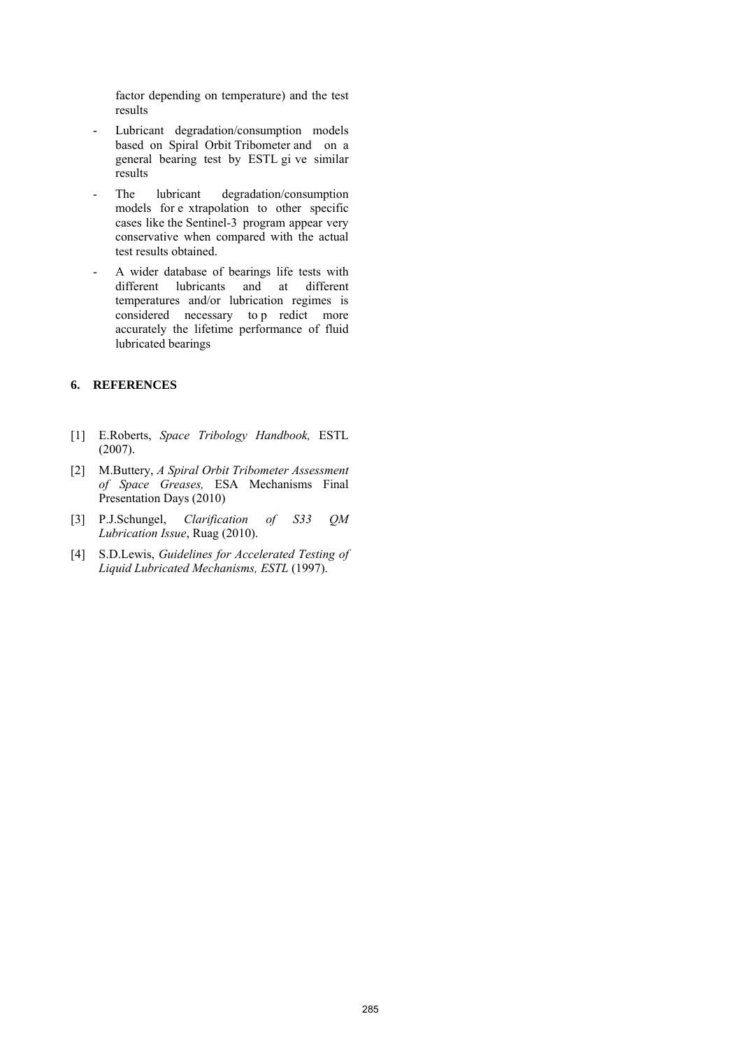factor depending on temperature) and the test results

- Lubricant degradation/consumption models based on Spiral Orbit Tribometer and on a general bearing test by ESTL gi ve similar results
- The lubricant degradation/consumption models for e xtrapolation to other specific cases like the Sentinel-3 program appear very conservative when compared with the actual test results obtained.
- A wider database of bearings life tests with different lubricants and at different temperatures and/or lubrication regimes is considered necessary to p redict more accurately the lifetime performance of fluid lubricated bearings

## 6. REFERENCES

[1] E.Roberts, *Space Tribology Handbook,* ESTL (2007).

[2] M.Buttery, *A Spiral Orbit Tribometer Assessment of Space Greases,* ESA Mechanisms Final Presentation Days (2010)

[3] P.J.Schungel, *Clarification of S33 QM Lubrication Issue*, Ruag (2010).

[4] S.D.Lewis, *Guidelines for Accelerated Testing of Liquid Lubricated Mechanisms, ESTL* (1997).